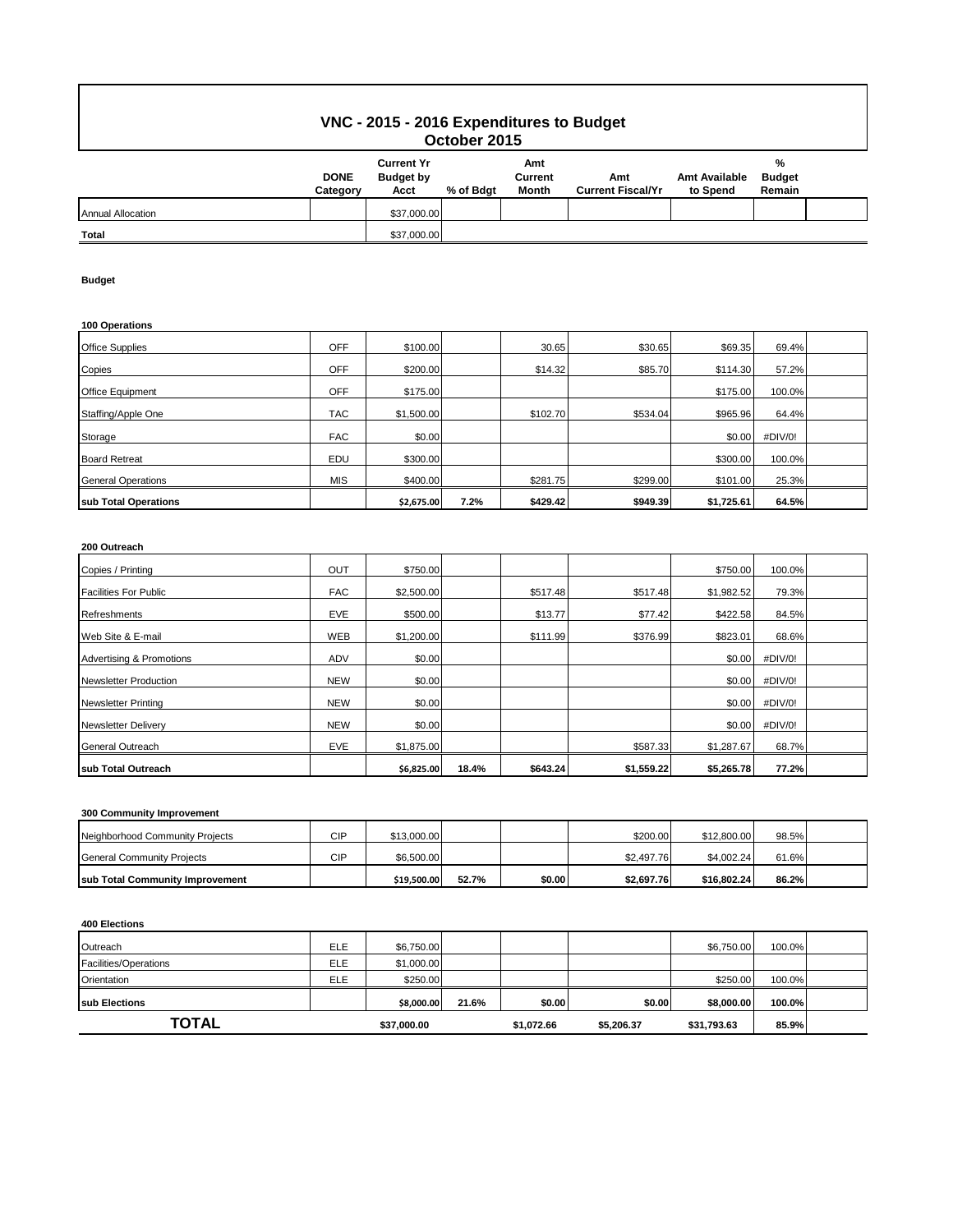# VNC - 2015 - 2016 Expenditures to Budget

## October 2015

| | DONE Category | Current Yr Budget by Acct | % of Bdgt | Amt Current Month | Amt Current Fiscal/Yr | Amt Available to Spend | % Budget Remain |
|---|---|---|---|---|---|---|---|
| Annual Allocation | | $37,000.00 | | | | | |
| **Total** | | $37,000.00 | | | | | |

**Budget**

**100 Operations**

| | DONE Category | Current Yr Budget by Acct | % of Bdgt | Amt Current Month | Amt Current Fiscal/Yr | Amt Available to Spend | % Budget Remain |
|---|---|---|---|---|---|---|---|
| Office Supplies | OFF | $100.00 | | 30.65 | $30.65 | $69.35 | 69.4% |
| Copies | OFF | $200.00 | | $14.32 | $85.70 | $114.30 | 57.2% |
| Office Equipment | OFF | $175.00 | | | | $175.00 | 100.0% |
| Staffing/Apple One | TAC | $1,500.00 | | $102.70 | $534.04 | $965.96 | 64.4% |
| Storage | FAC | $0.00 | | | | $0.00 | #DIV/0! |
| Board Retreat | EDU | $300.00 | | | | $300.00 | 100.0% |
| General Operations | MIS | $400.00 | | $281.75 | $299.00 | $101.00 | 25.3% |
| **sub Total Operations** | | **$2,675.00** | **7.2%** | **$429.42** | **$949.39** | **$1,725.61** | **64.5%** |

**200 Outreach**

| | DONE Category | Current Yr Budget by Acct | % of Bdgt | Amt Current Month | Amt Current Fiscal/Yr | Amt Available to Spend | % Budget Remain |
|---|---|---|---|---|---|---|---|
| Copies / Printing | OUT | $750.00 | | | | $750.00 | 100.0% |
| Facilities For Public | FAC | $2,500.00 | | $517.48 | $517.48 | $1,982.52 | 79.3% |
| Refreshments | EVE | $500.00 | | $13.77 | $77.42 | $422.58 | 84.5% |
| Web Site & E-mail | WEB | $1,200.00 | | $111.99 | $376.99 | $823.01 | 68.6% |
| Advertising & Promotions | ADV | $0.00 | | | | $0.00 | #DIV/0! |
| Newsletter Production | NEW | $0.00 | | | | $0.00 | #DIV/0! |
| Newsletter Printing | NEW | $0.00 | | | | $0.00 | #DIV/0! |
| Newsletter Delivery | NEW | $0.00 | | | | $0.00 | #DIV/0! |
| General Outreach | EVE | $1,875.00 | | | $587.33 | $1,287.67 | 68.7% |
| **sub Total Outreach** | | **$6,825.00** | **18.4%** | **$643.24** | **$1,559.22** | **$5,265.78** | **77.2%** |

**300 Community Improvement**

| | DONE Category | Current Yr Budget by Acct | % of Bdgt | Amt Current Month | Amt Current Fiscal/Yr | Amt Available to Spend | % Budget Remain |
|---|---|---|---|---|---|---|---|
| Neighborhood Community Projects | CIP | $13,000.00 | | | $200.00 | $12,800.00 | 98.5% |
| General Community Projects | CIP | $6,500.00 | | | $2,497.76 | $4,002.24 | 61.6% |
| **sub Total Community Improvement** | | **$19,500.00** | **52.7%** | **$0.00** | **$2,697.76** | **$16,802.24** | **86.2%** |

**400 Elections**

| | DONE Category | Current Yr Budget by Acct | % of Bdgt | Amt Current Month | Amt Current Fiscal/Yr | Amt Available to Spend | % Budget Remain |
|---|---|---|---|---|---|---|---|
| Outreach | ELE | $6,750.00 | | | | $6,750.00 | 100.0% |
| Facilities/Operations | ELE | $1,000.00 | | | | | |
| Orientation | ELE | $250.00 | | | | $250.00 | 100.0% |
| **sub Elections** | | **$8,000.00** | **21.6%** | **$0.00** | **$0.00** | **$8,000.00** | **100.0%** |
| **TOTAL** | | **$37,000.00** | | **$1,072.66** | **$5,206.37** | **$31,793.63** | **85.9%** |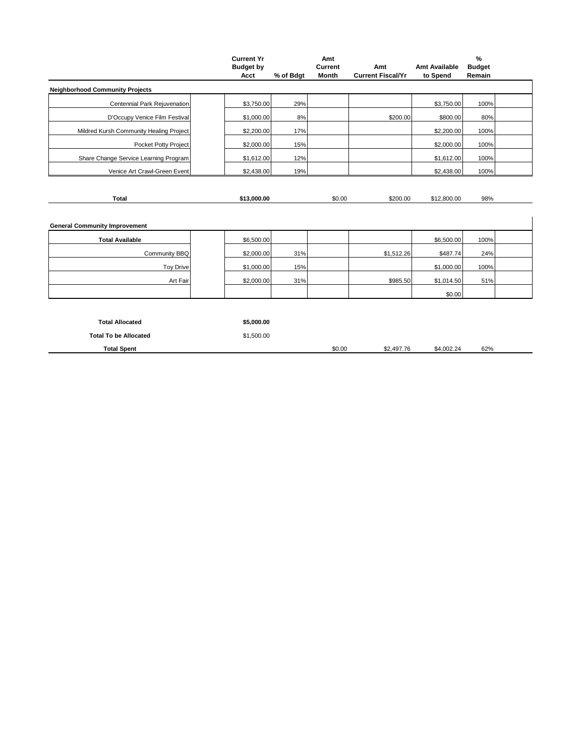| | Current Yr Budget by Acct | % of Bdgt | Amt Current Month | Amt Current Fiscal/Yr | Amt Available to Spend | % Budget Remain |
|---|---|---|---|---|---|---|
| **Neighborhood Community Projects** | | | | | | |
| Centennial Park Rejuvenation | $3,750.00 | 29% | | | $3,750.00 | 100% |
| D'Occupy Venice Film Festival | $1,000.00 | 8% | | $200.00 | $800.00 | 80% |
| Mildred Kursh Community Healing Project | $2,200.00 | 17% | | | $2,200.00 | 100% |
| Pocket Potty Project | $2,000.00 | 15% | | | $2,000.00 | 100% |
| Share Change Service Learning Program | $1,612.00 | 12% | | | $1,612.00 | 100% |
| Venice Art Crawl-Green Event | $2,438.00 | 19% | | | $2,438.00 | 100% |
| **Total** | **$13,000.00** | | $0.00 | $200.00 | $12,800.00 | 98% |
| **General Community Improvement** | | | | | | |
| **Total Available** | $6,500.00 | | | | $6,500.00 | 100% |
| Community BBQ | $2,000.00 | 31% | | $1,512.26 | $487.74 | 24% |
| Toy Drive | $1,000.00 | 15% | | | $1,000.00 | 100% |
| Art Fair | $2,000.00 | 31% | | $985.50 | $1,014.50 | 51% |
| | | | | | $0.00 | |
| **Total Allocated** | **$5,000.00** | | | | | |
| **Total To be Allocated** | $1,500.00 | | | | | |
| **Total Spent** | | | $0.00 | $2,497.76 | $4,002.24 | 62% |